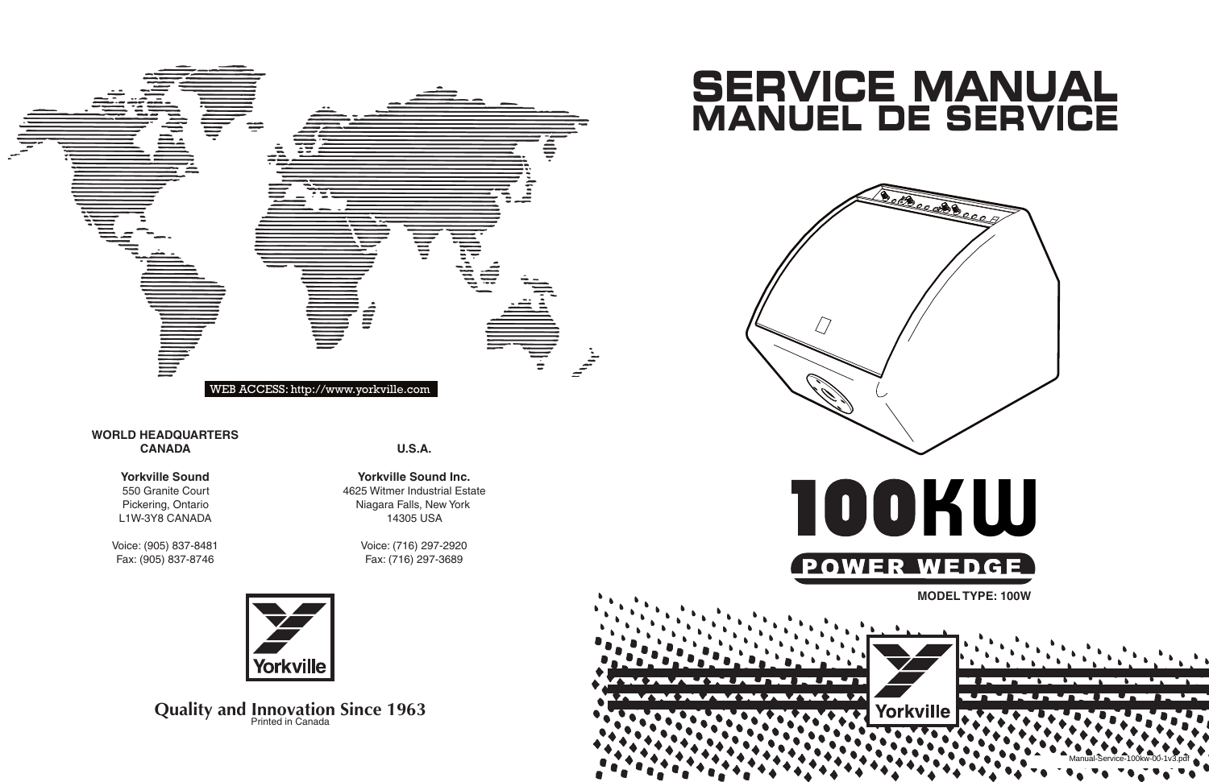# SERVICE MANUAL
# MANUEL DE SERVICE

# 100KW

## POWER WEDGE

**MODEL TYPE: 100W**

WEB ACCESS: http://www.yorkville.com

**WORLD HEADQUARTERS**
**CANADA**

**Yorkville Sound**
550 Granite Court
Pickering, Ontario
L1W-3Y8 CANADA

Voice: (905) 837-8481
Fax: (905) 837-8746

**U.S.A.**

**Yorkville Sound Inc.**
4625 Witmer Industrial Estate
Niagara Falls, New York
14305 USA

Voice: (716) 297-2920
Fax: (716) 297-3689

Yorkville

**Quality and Innovation Since 1963**
Printed in Canada

Yorkville

Manual-Service-100kw-00-1v3.pdf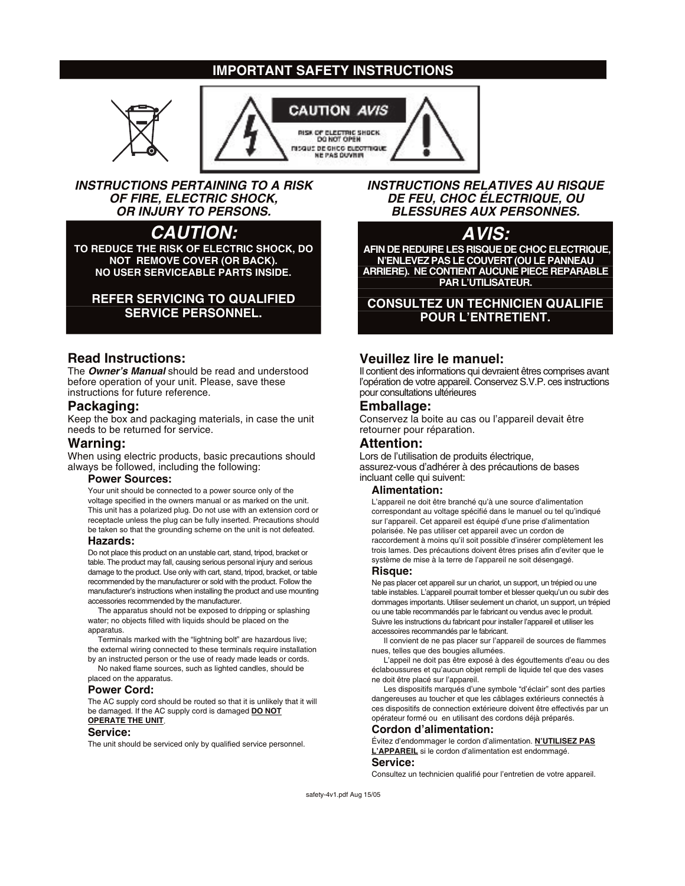# IMPORTANT SAFETY INSTRUCTIONS

CAUTION AVIS

RISK OF ELECTRIC SHOCK
DO NOT OPEN

RISQUE DE CHOC ELECTRIQUE
NE PAS OUVRIR

### *INSTRUCTIONS PERTAINING TO A RISK OF FIRE, ELECTRIC SHOCK, OR INJURY TO PERSONS.*

## *CAUTION:*

**TO REDUCE THE RISK OF ELECTRIC SHOCK, DO NOT REMOVE COVER (OR BACK). NO USER SERVICEABLE PARTS INSIDE.**

**REFER SERVICING TO QUALIFIED SERVICE PERSONNEL.**

## Read Instructions:

The ***Owner's Manual*** should be read and understood before operation of your unit. Please, save these instructions for future reference.

## Packaging:

Keep the box and packaging materials, in case the unit needs to be returned for service.

## Warning:

When using electric products, basic precautions should always be followed, including the following:

### Power Sources:

Your unit should be connected to a power source only of the voltage specified in the owners manual or as marked on the unit. This unit has a polarized plug. Do not use with an extension cord or receptacle unless the plug can be fully inserted. Precautions should be taken so that the grounding scheme on the unit is not defeated.

### Hazards:

Do not place this product on an unstable cart, stand, tripod, bracket or table. The product may fall, causing serious personal injury and serious damage to the product. Use only with cart, stand, tripod, bracket, or table recommended by the manufacturer or sold with the product. Follow the manufacturer's instructions when installing the product and use mounting accessories recommended by the manufacturer.

The apparatus should not be exposed to dripping or splashing water; no objects filled with liquids should be placed on the apparatus.

Terminals marked with the "lightning bolt" are hazardous live; the external wiring connected to these terminals require installation by an instructed person or the use of ready made leads or cords.

No naked flame sources, such as lighted candles, should be placed on the apparatus.

### Power Cord:

The AC supply cord should be routed so that it is unlikely that it will be damaged. If the AC supply cord is damaged **DO NOT OPERATE THE UNIT**.

### Service:

The unit should be serviced only by qualified service personnel.

### *INSTRUCTIONS RELATIVES AU RISQUE DE FEU, CHOC ÉLECTRIQUE, OU BLESSURES AUX PERSONNES.*

## *AVIS:*

**AFIN DE REDUIRE LES RISQUE DE CHOC ELECTRIQUE, N'ENLEVEZ PAS LE COUVERT (OU LE PANNEAU ARRIERE). NE CONTIENT AUCUNE PIECE REPARABLE PAR L'UTILISATEUR.**

**CONSULTEZ UN TECHNICIEN QUALIFIE POUR L'ENTRETIENT.**

## Veuillez lire le manuel:

Il contient des informations qui devraient êtres comprises avant l'opération de votre appareil. Conservez S.V.P. ces instructions pour consultations ultérieures

## Emballage:

Conservez la boite au cas ou l'appareil devait être retourner pour réparation.

## Attention:

Lors de l'utilisation de produits électrique, assurez-vous d'adhérer à des précautions de bases incluant celle qui suivent:

### Alimentation:

L'appareil ne doit être branché qu'à une source d'alimentation correspondant au voltage spécifié dans le manuel ou tel qu'indiqué sur l'appareil. Cet appareil est équipé d'une prise d'alimentation polarisée. Ne pas utiliser cet appareil avec un cordon de raccordement à moins qu'il soit possible d'insérer complètement les trois lames. Des précautions doivent êtres prises afin d'eviter que le système de mise à la terre de l'appareil ne soit désengagé.

### Risque:

Ne pas placer cet appareil sur un chariot, un support, un trépied ou une table instables. L'appareil pourrait tomber et blesser quelqu'un ou subir des dommages importants. Utiliser seulement un chariot, un support, un trépied ou une table recommandés par le fabricant ou vendus avec le produit. Suivre les instructions du fabricant pour installer l'appareil et utiliser les accessoires recommandés par le fabricant.

Il convient de ne pas placer sur l'appareil de sources de flammes nues, telles que des bougies allumées.

L'appeil ne doit pas être exposé à des égouttements d'eau ou des éclaboussures et qu'aucun objet rempli de liquide tel que des vases ne doit être placé sur l'appareil.

Les dispositifs marqués d'une symbole "d'éclair" sont des parties dangereuses au toucher et que les câblages extérieurs connectés à ces dispositifs de connection extérieure doivent être effectivés par un opérateur formé ou en utilisant des cordons déjà préparés.

### Cordon d'alimentation:

Évitez d'endommager le cordon d'alimentation. **N'UTILISEZ PAS L'APPAREIL** si le cordon d'alimentation est endommagé.

### Service:

Consultez un technicien qualifié pour l'entretien de votre appareil.

safety-4v1.pdf Aug 15/05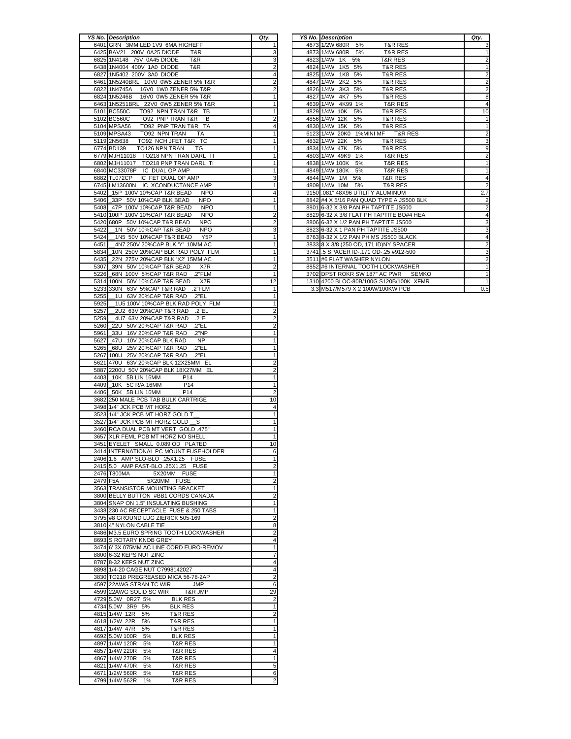| YS No. | Description | Qty. |
|---|---|---|
| 6401 | GRN 3MM LED 1V9 6MA HIGHEFF | 1 |
| 6425 | BAV21 200V 0A25 DIODE T&R | 3 |
| 6825 | 1N4148 75V 0A45 DIODE T&R | 3 |
| 6438 | 1N4004 400V 1A0 DIODE T&R | 2 |
| 6827 | 1N5402 200V 3A0 DIODE | 4 |
| 6461 | 1N5240BRL 10V0 0W5 ZENER 5% T&R | 2 |
| 6822 | 1N4745A 16V0 1W0 ZENER 5% T&R | 2 |
| 6824 | 1N5246B 16V0 0W5 ZENER 5% T&R | 1 |
| 6463 | 1N5251BRL 22V0 0W5 ZENER 5% T&R | 1 |
| 5101 | BC550C TO92 NPN TRAN T&R TB | 1 |
| 5102 | BC560C TO92 PNP TRAN T&R TB | 2 |
| 5104 | MPSA56 TO92 PNP TRAN T&R TA | 4 |
| 5109 | MPSA43 TO92 NPN TRAN TA | 1 |
| 5119 | 2N5638 TO92 NCH JFET T&R TC | 1 |
| 6774 | BD139 TO126 NPN TRAN TG | 1 |
| 6779 | MJH11018 TO218 NPN TRAN DARL TI | 1 |
| 6802 | MJH11017 TO218 PNP TRAN DARL TI | 1 |
| 6840 | MC33078P IC DUAL OP AMP | 1 |
| 6882 | TL072CP IC FET DUAL OP AMP | 3 |
| 6745 | LM13600N IC XCONDUCTANCE AMP | 1 |
| 5402 | _15P 100V 10%CAP T&R BEAD NPO | 4 |
| 5406 | _33P 50V 10%CAP BLK BEAD NPO | 1 |
| 5408 | _47P 100V 10%CAP T&R BEAD NPO | 1 |
| 5410 | 100P 100V 10%CAP T&R BEAD NPO | 2 |
| 5420 | 680P 50V 10%CAP T&R BEAD NPO | 2 |
| 5422 | __1N 50V 10%CAP T&R BEAD NPO | 3 |
| 5424 | __1N5 50V 10%CAP T&R BEAD Y5P | 1 |
| 6451 | __4N7 250V 20%CAP BLK 'Y' 10MM AC | 1 |
| 5834 | _10N 250V 20%CAP BLK RAD POLY FLM | 1 |
| 6435 | _22N 275V 20%CAP BLK 'X2' 15MM AC | 1 |
| 5307 | _39N 50V 10%CAP T&R BEAD X7R | 2 |
| 5226 | _68N 100V 5%CAP T&R RAD .2"FLM | 1 |
| 5314 | 100N 50V 10%CAP T&R BEAD X7R | 12 |
| 5233 | 330N 63V 5%CAP T&R RAD .2"FLM | 1 |
| 5255 | __1U 63V 20%CAP T&R RAD .2"EL | 1 |
| 5925 | __1U5 100V 10%CAP BLK RAD POLY FLM | 1 |
| 5257 | __2U2 63V 20%CAP T&R RAD .2"EL | 2 |
| 5259 | __4U7 63V 20%CAP T&R RAD .2"EL | 2 |
| 5260 | _22U 50V 20%CAP T&R RAD .2"EL | 2 |
| 5961 | _33U 16V 20%CAP T&R RAD .2"NP | 1 |
| 5627 | _47U 10V 20%CAP BLK RAD NP | 1 |
| 5265 | _68U 25V 20%CAP T&R RAD .2"EL | 1 |
| 5267 | 100U 25V 20%CAP T&R RAD .2"EL | 1 |
| 5621 | 470U 63V 20%CAP BLK 12X25MM EL | 2 |
| 5887 | 2200U 50V 20%CAP BLK 18X27MM EL | 2 |
| 4403 | _10K 5B LIN 16MM P14 | 1 |
| 4409 | _10K 5C R/A 16MM P14 | 1 |
| 4406 | _50K 5B LIN 16MM P14 | 2 |
| 3682 | 250 MALE PCB TAB BULK CARTRIGE | 10 |
| 3498 | 1/4" JCK PCB MT HORZ | 4 |
| 3523 | 1/4" JCK PCB MT HORZ GOLD T__ | 1 |
| 3527 | 1/4" JCK PCB MT HORZ GOLD __S | 1 |
| 3460 | RCA DUAL PCB MT VERT GOLD .475" | 1 |
| 3657 | XLR FEML PCB MT HORZ NO SHELL | 1 |
| 3451 | EYELET SMALL 0.089 OD PLATED | 10 |
| 3414 | INTERNATIONAL PC MOUNT FUSEHOLDER | 6 |
| 2406 | 1.6 AMP SLO-BLO .25X1.25 FUSE | 1 |
| 2415 | 5.0 AMP FAST-BLO .25X1.25 FUSE | 2 |
| 2476 | T800MA 5X20MM FUSE | 1 |
| 2479 | F5A 5X20MM FUSE | 2 |
| 3563 | TRANSISTOR MOUNTING BRACKET | 1 |
| 3800 | BELLY BUTTON #BB1 CORDS CANADA | 2 |
| 3804 | SNAP ON 1.5" INSULATING BUSHING | 1 |
| 3438 | 230 AC RECEPTACLE FUSE & 250 TABS | 1 |
| 3795 | #8 GROUND LUG ZIERICK 505-169 | 2 |
| 3810 | 4" NYLON CABLE TIE | 8 |
| 8486 | M3.5 EURO SPRING TOOTH LOCKWASHER | 2 |
| 8693 | S ROTARY KNOB GREY | 4 |
| 3474 | 6' 3X.075MM AC LINE CORD EURO-REMOV | 1 |
| 8800 | 6-32 KEPS NUT ZINC | 7 |
| 8787 | 8-32 KEPS NUT ZINC | 4 |
| 8898 | 1/4-20 CAGE NUT C7998142027 | 4 |
| 3830 | TO218 PREGREASED MICA 56-78-2AP | 2 |
| 4597 | 22AWG STRAN TC WIR JMP | 6 |
| 4599 | 22AWG SOLID SC WIR T&R JMP | 29 |
| 4729 | 5.0W 0R27 5% BLK RES | 2 |
| 4734 | 5.0W 3R9 5% BLK RES | 1 |
| 4815 | 1/4W 12R 5% T&R RES | 2 |
| 4618 | 1/2W 22R 5% T&R RES | 1 |
| 4817 | 1/4W 47R 5% T&R RES | 1 |
| 4692 | 5.0W 100R 5% BLK RES | 1 |
| 4897 | 1/4W 120R 5% T&R RES | 1 |
| 4857 | 1/4W 220R 5% T&R RES | 4 |
| 4867 | 1/4W 270R 5% T&R RES | 1 |
| 4821 | 1/4W 470R 5% T&R RES | 5 |
| 4671 | 1/2W 560R 5% T&R RES | 6 |
| 4799 | 1/4W 562R 1% T&R RES | 2 |
| 4673 | 1/2W 680R 5% T&R RES | 3 |
| 4873 | 1/4W 680R 5% T&R RES | 1 |
| 4823 | 1/4W 1K 5% T&R RES | 2 |
| 4824 | 1/4W 1K5 5% T&R RES | 1 |
| 4825 | 1/4W 1K8 5% T&R RES | 2 |
| 4847 | 1/4W 2K2 5% T&R RES | 2 |
| 4826 | 1/4W 3K3 5% T&R RES | 2 |
| 4827 | 1/4W 4K7 5% T&R RES | 8 |
| 4639 | 1/4W 4K99 1% T&R RES | 4 |
| 4829 | 1/4W 10K 5% T&R RES | 10 |
| 4856 | 1/4W 12K 5% T&R RES | 1 |
| 4830 | 1/4W 15K 5% T&R RES | 1 |
| 6123 | 1/4W 20K0 1%MINI MF T&R RES | 2 |
| 4832 | 1/4W 22K 5% T&R RES | 3 |
| 4834 | 1/4W 47K 5% T&R RES | 9 |
| 4803 | 1/4W 49K9 1% T&R RES | 2 |
| 4838 | 1/4W 100K 5% T&R RES | 1 |
| 4849 | 1/4W 180K 5% T&R RES | 1 |
| 4844 | 1/4W 1M 5% T&R RES | 4 |
| 4809 | 1/4W 10M 5% T&R RES | 2 |
| 9150 | .081" 48X96 UTILITY ALUMINUM | 2.7 |
| 8842 | #4 X 5/16 PAN QUAD TYPE A JS500 BLK | 2 |
| 8801 | 6-32 X 3/8 PAN PH TAPTITE JS500 | 2 |
| 8829 | 6-32 X 3/8 FLAT PH TAPTITE BO#4 HEA | 4 |
| 8806 | 6-32 X 1/2 PAN PH TAPTITE JS500 | 3 |
| 8823 | 6-32 X 1 PAN PH TAPTITE JS500 | 3 |
| 8763 | 8-32 X 1/2 PAN PH MS JS500 BLACK | 4 |
| 3833 | 8 X 3/8 (250 OD,.171 ID)NY SPACER | 2 |
| 3741 | .5 SPACER ID-.171 OD-.25 #912-500 | 3 |
| 3511 | #6 FLAT WASHER NYLON | 2 |
| 8852 | #6 INTERNAL TOOTH LOCKWASHER | 1 |
| 3702 | DPST ROKR SW 187" AC PWR SEMKO | 1 |
| 1310 | 4200 BLOC-80B/100G S120B/100K XFMR | 1 |
| 3.3 | M517/M579 X 2 100W/100KW PCB | 0.5 |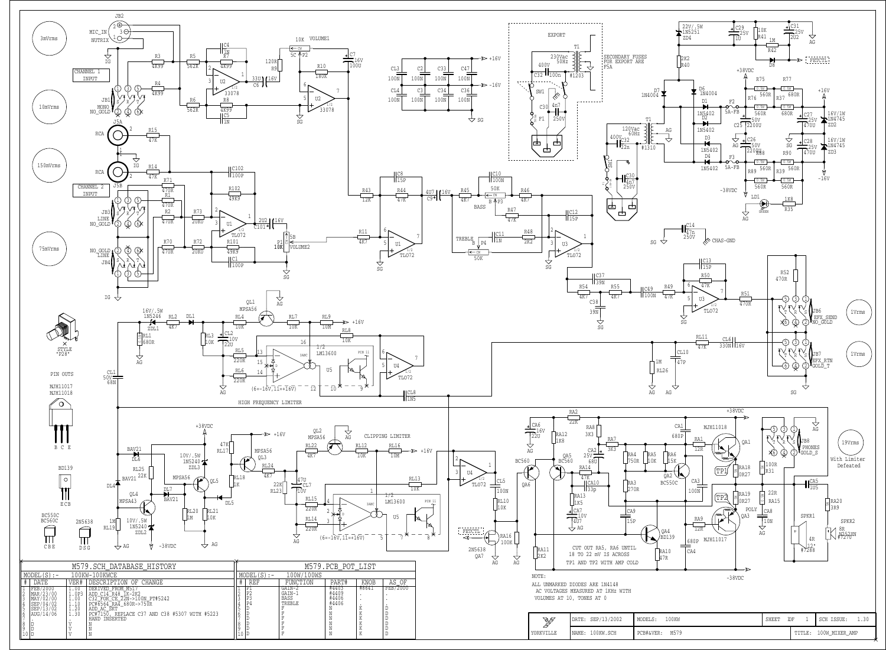## M579.SCH_DATABASE_HISTORY

MODEL(S):- 100KW-100KWCE

| # | DATE | VER# | DESCRIPTION OF CHANGE |
|---|---|---|---|
| 1 | FEB/2000 | 1.00 | DERIVED FROM M517 |
| 2 | MAR/23/00 | 1.0P3 | ADD C14 R48 1K-2K2 |
| 3 | MAY/02/00 | 1.00 | C32 FOR CE 22N->100N PT#5242 |
| 4 | SEP/04/02 | 1.10 | PC#6564 RA4 680R->750R |
| 5 | SEP/13/02 | 1.20 | ADD AC SKT |
| 6 | APR/14/06 | 1.30 | PC#7150, REPLACE C37 AND C38 #5307 WITH #5223 HAND INSERTED |
| 7 | | | |
| 8 | D | V | N |
| 9 | D | V | N |
| 10 | D | V | N |

## M579.PCB_POT_LIST

MODEL(S):- 100W/100WS

| # | REF | FUNCTION | PART# | KNOB | AS OF |
|---|---|---|---|---|---|
| 1 | P1 | GAIN-2 | #4403 | #8641 | FEB/2000 |
| 2 | P2 | GAIN-1 | #4409 | . | . |
| 3 | P3 | BASS | #4406 | . | . |
| 4 | P4 | TREBLE | #4406 | . | . |
| 5 | D | F | N | K | D |
| 6 | D | F | N | K | D |
| 7 | D | F | N | K | D |
| 8 | D | F | N | K | D |
| 9 | D | F | N | K | D |
| 10 | D | F | N | K | D |

NOTE:
ALL UNMARKED DIODES ARE 1N4148
AC VOLTAGES MEASURED AT 1kHz WITH VOLUMES AT 10, TONES AT 0

CUT OUT RA5, RA6 UNTIL 18 TO 22 mV IS ACROSS TP1 AND TP2 WITH AMP COLD

SECONDARY FUSES FOR EXPORT ARE F5A

| YORKVILLE | DATE: SEP/13/2002 | MODELS: 100KW | SHEET 1 OF 1 | SCH ISSUE: 1.30 |
|---|---|---|---|---|
| | NAME: 100KW.SCH | PCB#&VER: M579 | TITLE: 100W_MIXER_AMP | |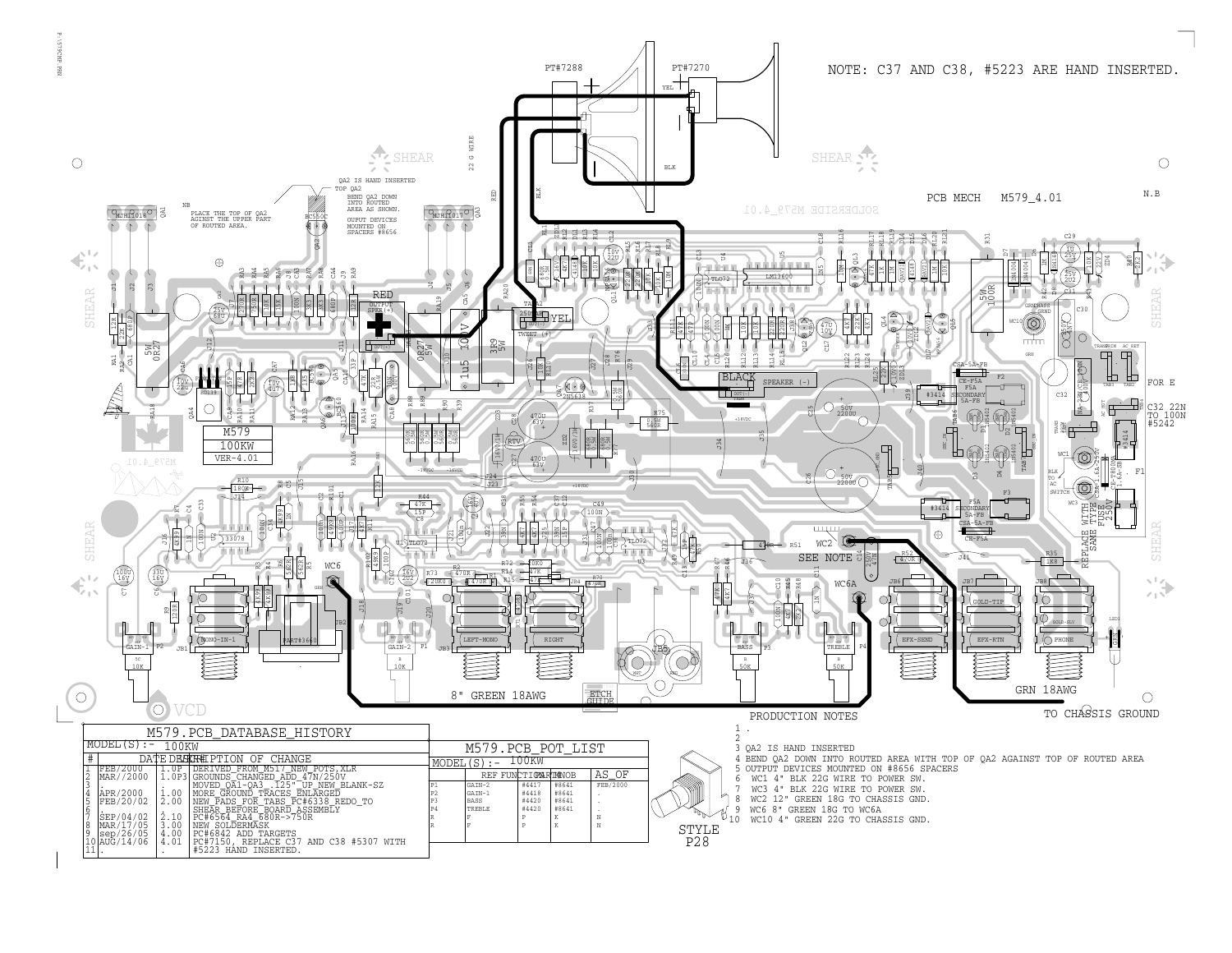NOTE: C37 AND C38, #5223 ARE HAND INSERTED.

PCB MECH M579_4.01

QA2 IS HAND INSERTED
TOP QA2
BEND QA2 DOWN INTO ROUTED AREA AS SHOWN.

PLACE THE TOP OF QA2 AGINST THE UPPER PART OF ROUTED AREA.

OUPUT DEVICES MOUNTED ON SPACERS #8656

M579
100KW
VER-4.01

SEE NOTE

8" GREEN 18AWG

GRN 18AWG

TO CHASSIS GROUND

FOR E
C32 22N TO 100N #5242

REPLACE WITH SAME TYPE FUSE 250V

| M579.PCB_DATABASE_HISTORY | | | |
|---|---|---|---|
| MODEL(S):- 100KW | | | |
| # | DATE | DESC | DESCRIPTION OF CHANGE |
| 1 | FEB/2000 | 1.0P | DERIVED_FROM_M517_NEW_POTS,XLR |
| 2 | MAR//2000 | 1.0P3 | GROUNDS_CHANGED_ADD_47N/250V |
| 3 | . | . | MOVED_QA1-QA3_.125"_UP_NEW_BLANK-SZ |
| 4 | APR/2000 | 1.00 | MORE_GROUND_TRACES_ENLARGED |
| 5 | FEB/20/02 | 2.00 | NEW_PADS_FOR_TABS_PC#6338_REDO_TO |
| 6 | . | . | SHEAR_BEFORE_BOARD_ASSEMBLY |
| 7 | SEP/04/02 | 2.10 | PC#6564_RA4_680R->750R |
| 8 | MAR/17/05 | 3.00 | NEW SOLDERMASK |
| 9 | sep/26/05 | 4.00 | PC#6842 ADD TARGETS |
| 10 | AUG/14/06 | 4.01 | PC#7150, REPLACE C37 AND C38 #5307 WITH #5223 HAND INSERTED. |
| 11 | . | . | |

| M579.PCB_POT_LIST | | | | |
|---|---|---|---|---|
| MODEL(S):- 100KW | | | | |
| REF | FUNCTION | PART# | KNOB | AS_OF |
| P1 | GAIN-2 | #4417 | #8641 | FEB/2000 |
| P2 | GAIN-1 | #4418 | #8641 | . |
| P3 | BASS | #4420 | #8641 | . |
| P4 | TREBLE | #4420 | #8641 | . |
| R | F | P | K | N |
| R | F | P | K | N |

STYLE P28

PRODUCTION NOTES

1 .
2
3 QA2 IS HAND INSERTED
4 BEND QA2 DOWN INTO ROUTED AREA WITH TOP OF QA2 AGAINST TOP OF ROUTED AREA
5 OUTPUT DEVICES MOUNTED ON #8656 SPACERS
6 WC1 4" BLK 22G WIRE TO POWER SW.
7 WC3 4" BLK 22G WIRE TO POWER SW.
8 WC2 12" GREEN 18G TO CHASSIS GND.
9 WC6 8" GREEN 18G TO WC6A
10 WC10 4" GREEN 22G TO CHASSIS GND.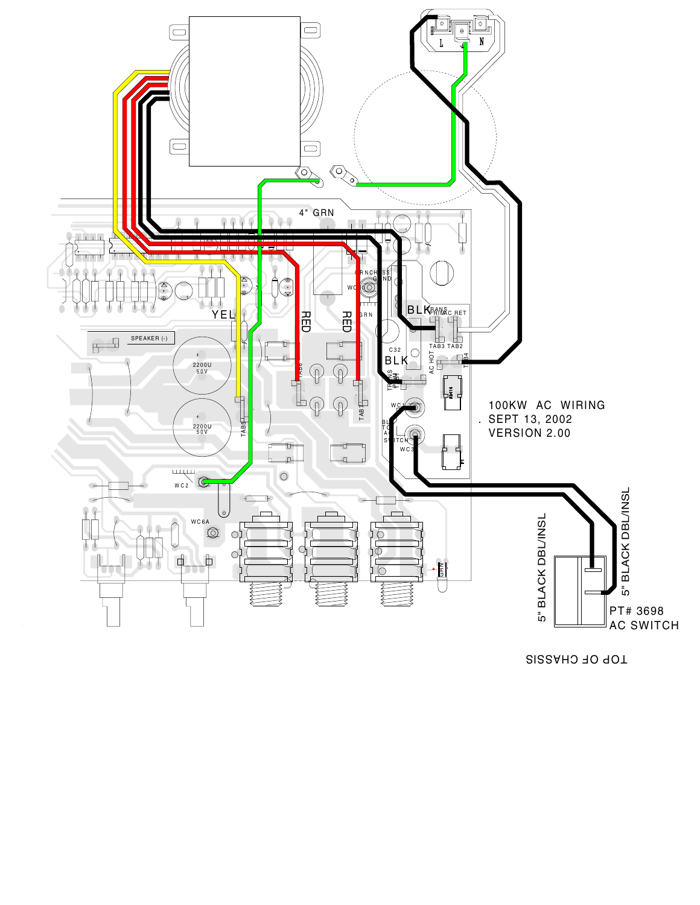100KW AC WIRING
SEPT 13, 2002
VERSION 2.00

4" GRN

YEL

RED

RED

BLK

BLK

TRANS PRI

AC RET

TAB3 TAB2

TAB4

AC HOT

C32

GRN

CHASSIS GND

SPEAKER (-)

2200U 50V

2200U 50V

TAB5

TAB6

TAB7

WC1

WC2

WC3

WC6A

BLK TO AC SWITCH

5" BLACK DBL/INSL

5" BLACK DBL/INSL

PT# 3698
AC SWITCH

L N

TOP OF CHASSIS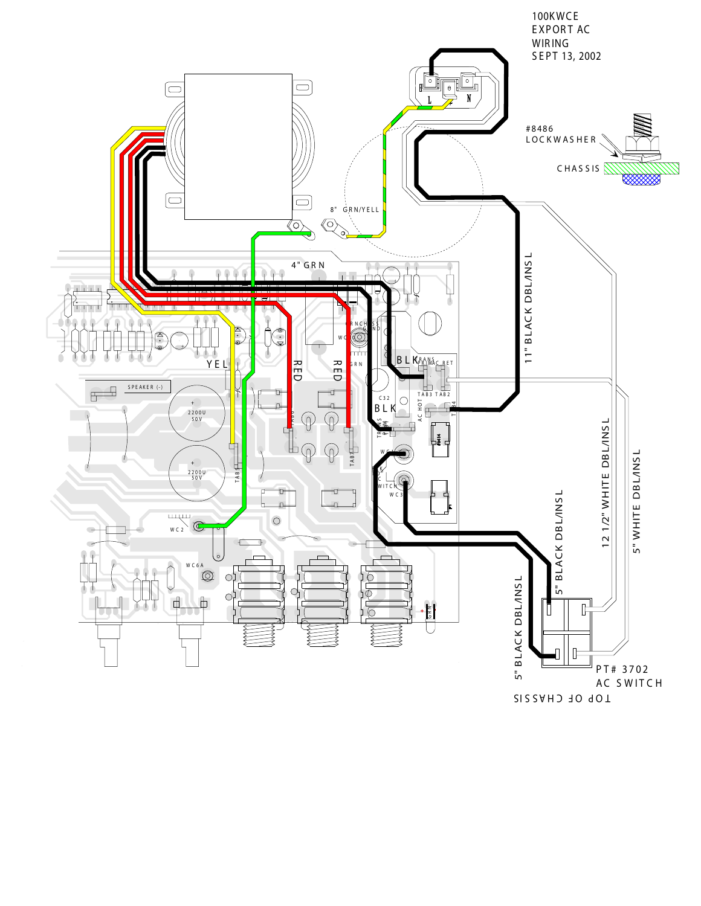100KWCE
EXPORT AC
WIRING
SEPT 13, 2002

#8486
LOCKWASHER

CHASSIS

L
N

8" GRN/YELL

4" GRN

11" BLACK DBL/INSL

YEL

RED

RED

BLK

BLK

TRANS PRIMAC RET

TAB3 TAB2

AC HOT

SPEAKER (-)

2200U 50V

2200U 50V

WC2

WC6A

WC3

SWITCH

12 1/2" WHITE DBL/INSL

5" WHITE DBL/INSL

5" BLACK DBL/INSL

5" BLACK DBL/INSL

PT# 3702
AC SWITCH

TOP OF CHASSIS